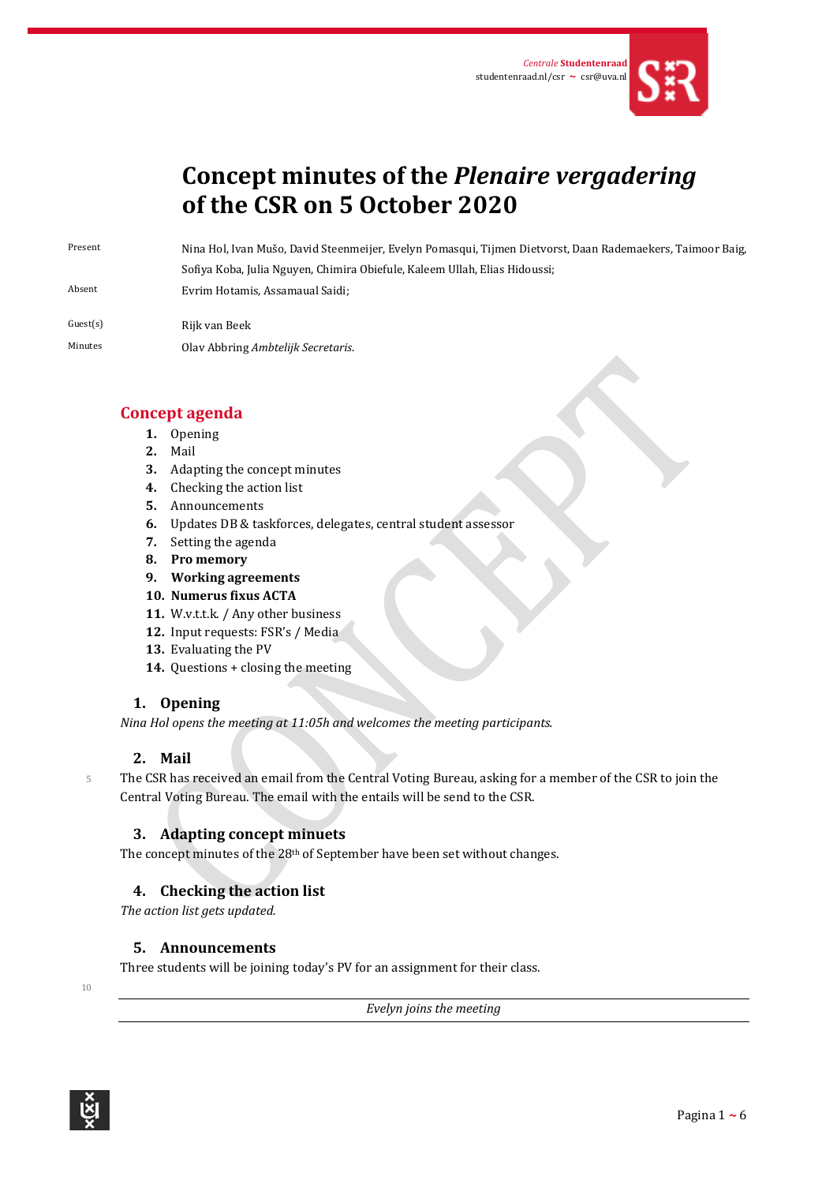Centrale **Studentenraad**
studentenraad.nl/csr ~ csr@uva.nl

# Concept minutes of the *Plenaire vergadering* of the CSR on 5 October 2020

| | |
|---|---|
| Present | Nina Hol, Ivan Mušo, David Steenmeijer, Evelyn Pomasqui, Tijmen Dietvorst, Daan Rademaekers, Taimoor Baig, Sofiya Koba, Julia Nguyen, Chimira Obiefule, Kaleem Ullah, Elias Hidoussi; |
| Absent | Evrim Hotamis, Assamaual Saidi; |
| Guest(s) | Rijk van Beek |
| Minutes | Olav Abbring *Ambtelijk Secretaris*. |

## Concept agenda

1. Opening
2. Mail
3. Adapting the concept minutes
4. Checking the action list
5. Announcements
6. Updates DB & taskforces, delegates, central student assessor
7. Setting the agenda
8. **Pro memory**
9. **Working agreements**
10. **Numerus fixus ACTA**
11. W.v.t.t.k. / Any other business
12. Input requests: FSR's / Media
13. Evaluating the PV
14. Questions + closing the meeting

### 1. Opening

*Nina Hol opens the meeting at 11:05h and welcomes the meeting participants.*

### 2. Mail

The CSR has received an email from the Central Voting Bureau, asking for a member of the CSR to join the Central Voting Bureau. The email with the entails will be send to the CSR.

### 3. Adapting concept minuets

The concept minutes of the 28th of September have been set without changes.

### 4. Checking the action list

*The action list gets updated.*

### 5. Announcements

Three students will be joining today's PV for an assignment for their class.

*Evelyn joins the meeting*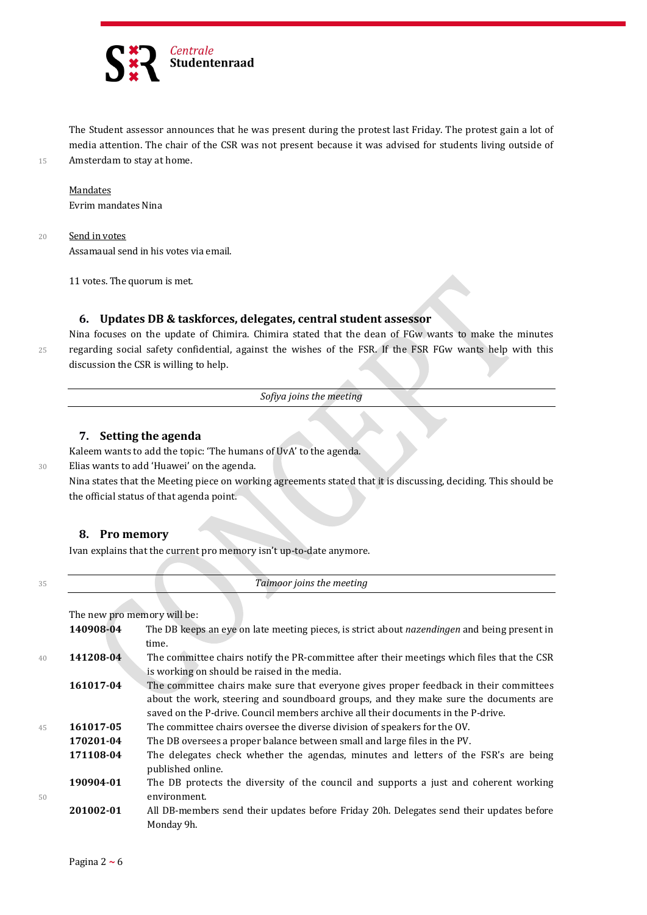The Student assessor announces that he was present during the protest last Friday. The protest gain a lot of media attention. The chair of the CSR was not present because it was advised for students living outside of Amsterdam to stay at home.

Mandates
Evrim mandates Nina

Send in votes
Assamaual send in his votes via email.

11 votes. The quorum is met.

## 6. Updates DB & taskforces, delegates, central student assessor

Nina focuses on the update of Chimira. Chimira stated that the dean of FGw wants to make the minutes regarding social safety confidential, against the wishes of the FSR. If the FSR FGw wants help with this discussion the CSR is willing to help.

---

*Sofiya joins the meeting*

---

## 7. Setting the agenda

Kaleem wants to add the topic: 'The humans of UvA' to the agenda.
Elias wants to add 'Huawei' on the agenda.
Nina states that the Meeting piece on working agreements stated that it is discussing, deciding. This should be the official status of that agenda point.

## 8. Pro memory

Ivan explains that the current pro memory isn't up-to-date anymore.

---

*Taimoor joins the meeting*

---

The new pro memory will be:

| | |
|---|---|
| **140908-04** | The DB keeps an eye on late meeting pieces, is strict about *nazendingen* and being present in time. |
| **141208-04** | The committee chairs notify the PR-committee after their meetings which files that the CSR is working on should be raised in the media. |
| **161017-04** | The committee chairs make sure that everyone gives proper feedback in their committees about the work, steering and soundboard groups, and they make sure the documents are saved on the P-drive. Council members archive all their documents in the P-drive. |
| **161017-05** | The committee chairs oversee the diverse division of speakers for the OV. |
| **170201-04** | The DB oversees a proper balance between small and large files in the PV. |
| **171108-04** | The delegates check whether the agendas, minutes and letters of the FSR's are being published online. |
| **190904-01** | The DB protects the diversity of the council and supports a just and coherent working environment. |
| **201002-01** | All DB-members send their updates before Friday 20h. Delegates send their updates before Monday 9h. |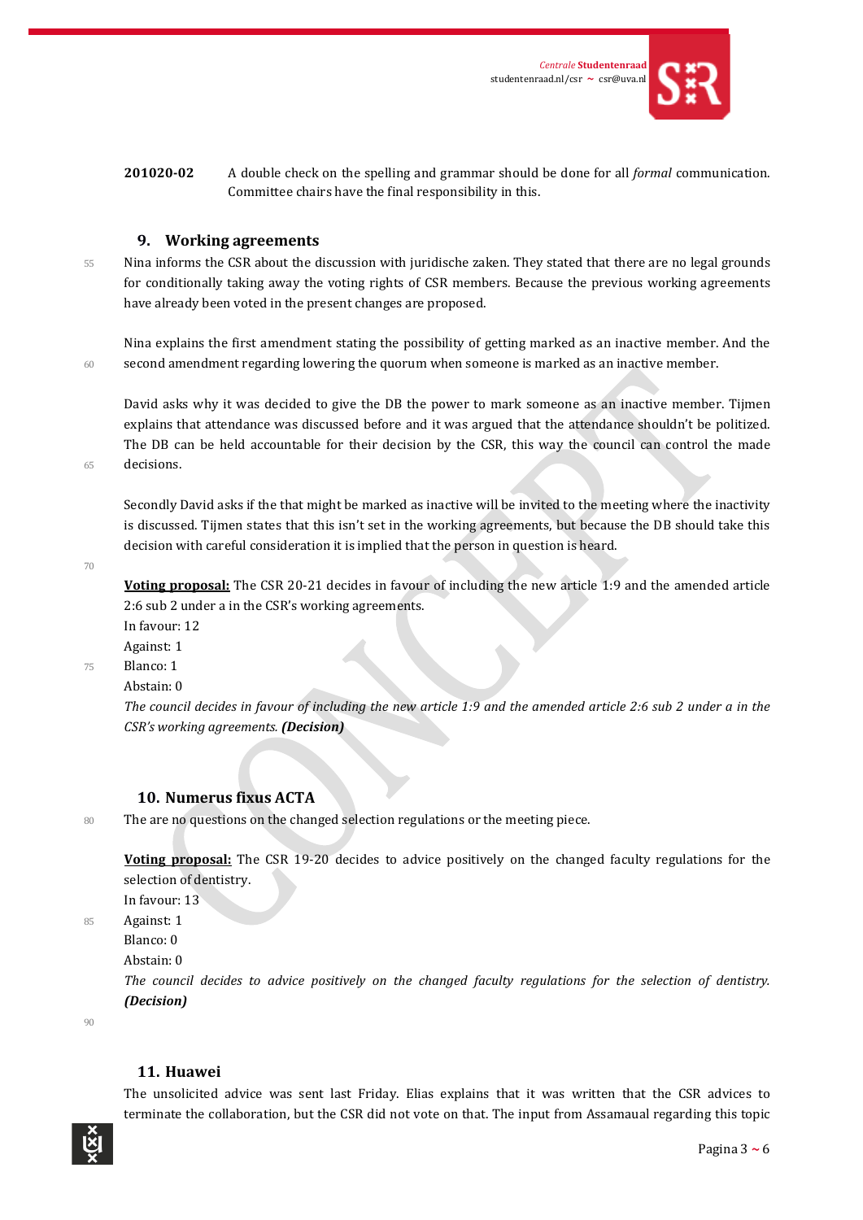**201020-02** A double check on the spelling and grammar should be done for all *formal* communication. Committee chairs have the final responsibility in this.

## 9. Working agreements

Nina informs the CSR about the discussion with juridische zaken. They stated that there are no legal grounds for conditionally taking away the voting rights of CSR members. Because the previous working agreements have already been voted in the present changes are proposed.

Nina explains the first amendment stating the possibility of getting marked as an inactive member. And the second amendment regarding lowering the quorum when someone is marked as an inactive member.

David asks why it was decided to give the DB the power to mark someone as an inactive member. Tijmen explains that attendance was discussed before and it was argued that the attendance shouldn't be politized. The DB can be held accountable for their decision by the CSR, this way the council can control the made decisions.

Secondly David asks if the that might be marked as inactive will be invited to the meeting where the inactivity is discussed. Tijmen states that this isn't set in the working agreements, but because the DB should take this decision with careful consideration it is implied that the person in question is heard.

**Voting proposal:** The CSR 20-21 decides in favour of including the new article 1:9 and the amended article 2:6 sub 2 under a in the CSR's working agreements.
In favour: 12
Against: 1
Blanco: 1
Abstain: 0
*The council decides in favour of including the new article 1:9 and the amended article 2:6 sub 2 under a in the CSR's working agreements.* ***(Decision)***

## 10. Numerus fixus ACTA

The are no questions on the changed selection regulations or the meeting piece.

**Voting proposal:** The CSR 19-20 decides to advice positively on the changed faculty regulations for the selection of dentistry.
In favour: 13
Against: 1
Blanco: 0
Abstain: 0
*The council decides to advice positively on the changed faculty regulations for the selection of dentistry.* ***(Decision)***

## 11. Huawei

The unsolicited advice was sent last Friday. Elias explains that it was written that the CSR advices to terminate the collaboration, but the CSR did not vote on that. The input from Assamaual regarding this topic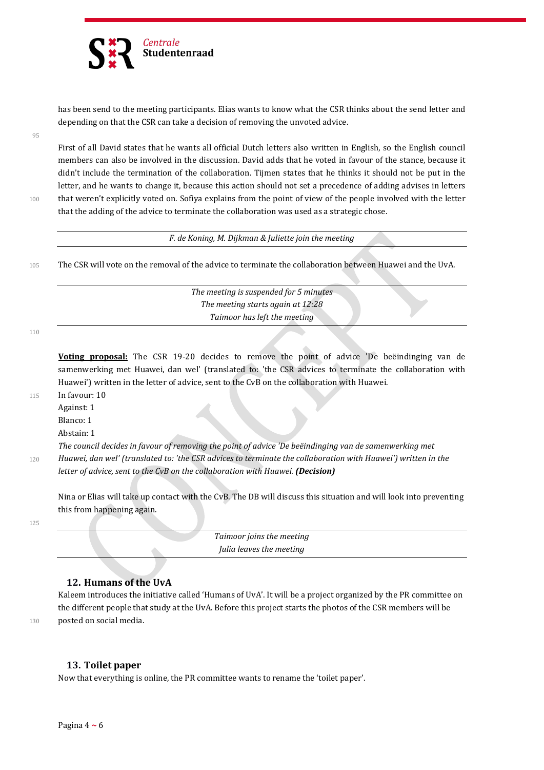has been send to the meeting participants. Elias wants to know what the CSR thinks about the send letter and depending on that the CSR can take a decision of removing the unvoted advice.

First of all David states that he wants all official Dutch letters also written in English, so the English council members can also be involved in the discussion. David adds that he voted in favour of the stance, because it didn't include the termination of the collaboration. Tijmen states that he thinks it should not be put in the letter, and he wants to change it, because this action should not set a precedence of adding advises in letters that weren't explicitly voted on. Sofiya explains from the point of view of the people involved with the letter that the adding of the advice to terminate the collaboration was used as a strategic chose.

---

*F. de Koning, M. Dijkman & Juliette join the meeting*

---

The CSR will vote on the removal of the advice to terminate the collaboration between Huawei and the UvA.

---

*The meeting is suspended for 5 minutes*
*The meeting starts again at 12:28*
*Taimoor has left the meeting*

---

**Voting proposal:** The CSR 19-20 decides to remove the point of advice 'De beëindinging van de samenwerking met Huawei, dan wel' (translated to: 'the CSR advices to terminate the collaboration with Huawei') written in the letter of advice, sent to the CvB on the collaboration with Huawei.
In favour: 10
Against: 1
Blanco: 1
Abstain: 1
*The council decides in favour of removing the point of advice 'De beëindinging van de samenwerking met Huawei, dan wel' (translated to: 'the CSR advices to terminate the collaboration with Huawei') written in the letter of advice, sent to the CvB on the collaboration with Huawei.* ***(Decision)***

Nina or Elias will take up contact with the CvB. The DB will discuss this situation and will look into preventing this from happening again.

---

*Taimoor joins the meeting*
*Julia leaves the meeting*

---

## 12. Humans of the UvA

Kaleem introduces the initiative called 'Humans of UvA'. It will be a project organized by the PR committee on the different people that study at the UvA. Before this project starts the photos of the CSR members will be posted on social media.

## 13. Toilet paper

Now that everything is online, the PR committee wants to rename the 'toilet paper'.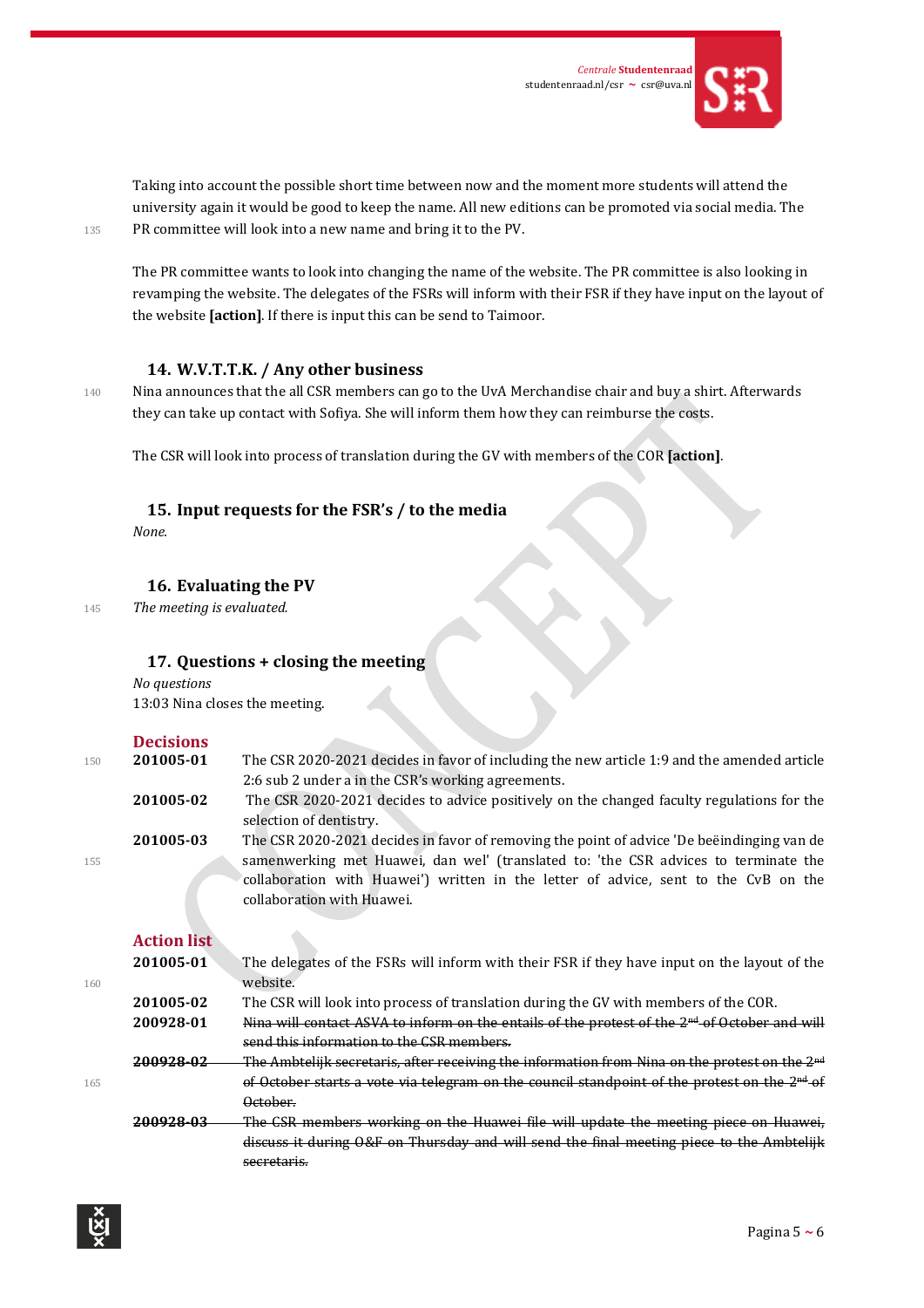Taking into account the possible short time between now and the moment more students will attend the university again it would be good to keep the name. All new editions can be promoted via social media. The PR committee will look into a new name and bring it to the PV.

The PR committee wants to look into changing the name of the website. The PR committee is also looking in revamping the website. The delegates of the FSRs will inform with their FSR if they have input on the layout of the website **[action]**. If there is input this can be send to Taimoor.

### 14. W.V.T.T.K. / Any other business

Nina announces that the all CSR members can go to the UvA Merchandise chair and buy a shirt. Afterwards they can take up contact with Sofiya. She will inform them how they can reimburse the costs.

The CSR will look into process of translation during the GV with members of the COR **[action]**.

### 15. Input requests for the FSR's / to the media

*None.*

### 16. Evaluating the PV

*The meeting is evaluated.*

### 17. Questions + closing the meeting

*No questions*

13:03 Nina closes the meeting.

## Decisions

**201005-01** The CSR 2020-2021 decides in favor of including the new article 1:9 and the amended article 2:6 sub 2 under a in the CSR's working agreements.

**201005-02** The CSR 2020-2021 decides to advice positively on the changed faculty regulations for the selection of dentistry.

**201005-03** The CSR 2020-2021 decides in favor of removing the point of advice 'De beëindinging van de samenwerking met Huawei, dan wel' (translated to: 'the CSR advices to terminate the collaboration with Huawei') written in the letter of advice, sent to the CvB on the collaboration with Huawei.

## Action list

**201005-01** The delegates of the FSRs will inform with their FSR if they have input on the layout of the website.

**201005-02** The CSR will look into process of translation during the GV with members of the COR.

**200928-01** ~~Nina will contact ASVA to inform on the entails of the protest of the 2nd of October and will send this information to the CSR members.~~

~~**200928-02** The Ambtelijk secretaris, after receiving the information from Nina on the protest on the 2nd of October starts a vote via telegram on the council standpoint of the protest on the 2nd of October.~~

~~**200928-03** The CSR members working on the Huawei file will update the meeting piece on Huawei, discuss it during O&F on Thursday and will send the final meeting piece to the Ambtelijk secretaris.~~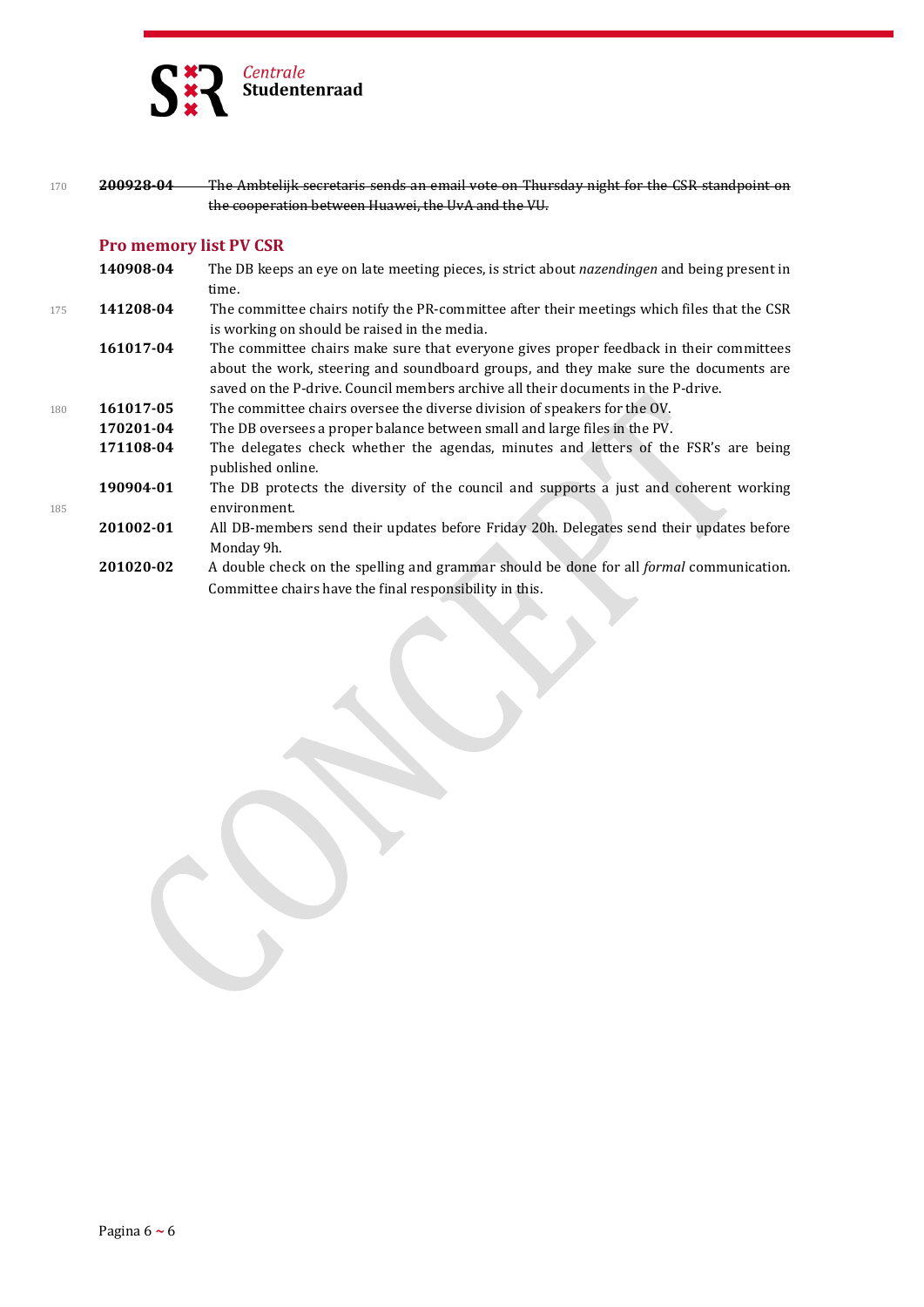~~200928-04 The Ambtelijk secretaris sends an email vote on Thursday night for the CSR standpoint on the cooperation between Huawei, the UvA and the VU.~~

## Pro memory list PV CSR

| | |
|---|---|
| **140908-04** | The DB keeps an eye on late meeting pieces, is strict about *nazendingen* and being present in time. |
| **141208-04** | The committee chairs notify the PR-committee after their meetings which files that the CSR is working on should be raised in the media. |
| **161017-04** | The committee chairs make sure that everyone gives proper feedback in their committees about the work, steering and soundboard groups, and they make sure the documents are saved on the P-drive. Council members archive all their documents in the P-drive. |
| **161017-05** | The committee chairs oversee the diverse division of speakers for the OV. |
| **170201-04** | The DB oversees a proper balance between small and large files in the PV. |
| **171108-04** | The delegates check whether the agendas, minutes and letters of the FSR's are being published online. |
| **190904-01** | The DB protects the diversity of the council and supports a just and coherent working environment. |
| **201002-01** | All DB-members send their updates before Friday 20h. Delegates send their updates before Monday 9h. |
| **201020-02** | A double check on the spelling and grammar should be done for all *formal* communication. Committee chairs have the final responsibility in this. |